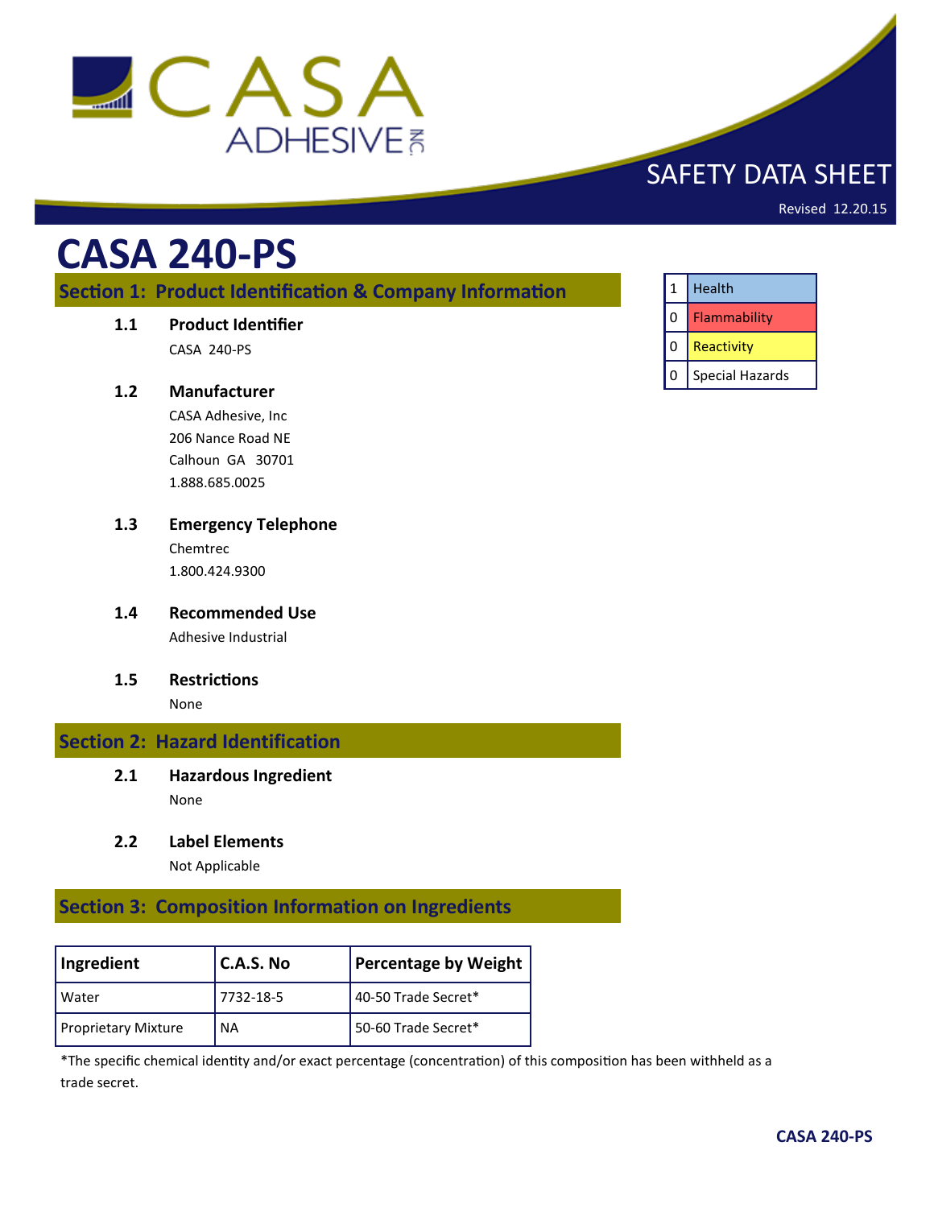CASA ADHESIVE INC.

SAFETY DATA SHEET

Revised 12.20.15

# CASA 240-PS

| 1 | Health |
|---|---|
| 0 | Flammability |
| 0 | Reactivity |
| 0 | Special Hazards |

## Section 1: Product Identification & Company Information

**1.1 Product Identifier**

CASA 240-PS

**1.2 Manufacturer**

CASA Adhesive, Inc
206 Nance Road NE
Calhoun GA 30701
1.888.685.0025

**1.3 Emergency Telephone**

Chemtrec
1.800.424.9300

**1.4 Recommended Use**

Adhesive Industrial

**1.5 Restrictions**

None

## Section 2: Hazard Identification

**2.1 Hazardous Ingredient**

None

**2.2 Label Elements**

Not Applicable

## Section 3: Composition Information on Ingredients

| Ingredient | C.A.S. No | Percentage by Weight |
|---|---|---|
| Water | 7732-18-5 | 40-50 Trade Secret* |
| Proprietary Mixture | NA | 50-60 Trade Secret* |

*The specific chemical identity and/or exact percentage (concentration) of this composition has been withheld as a trade secret.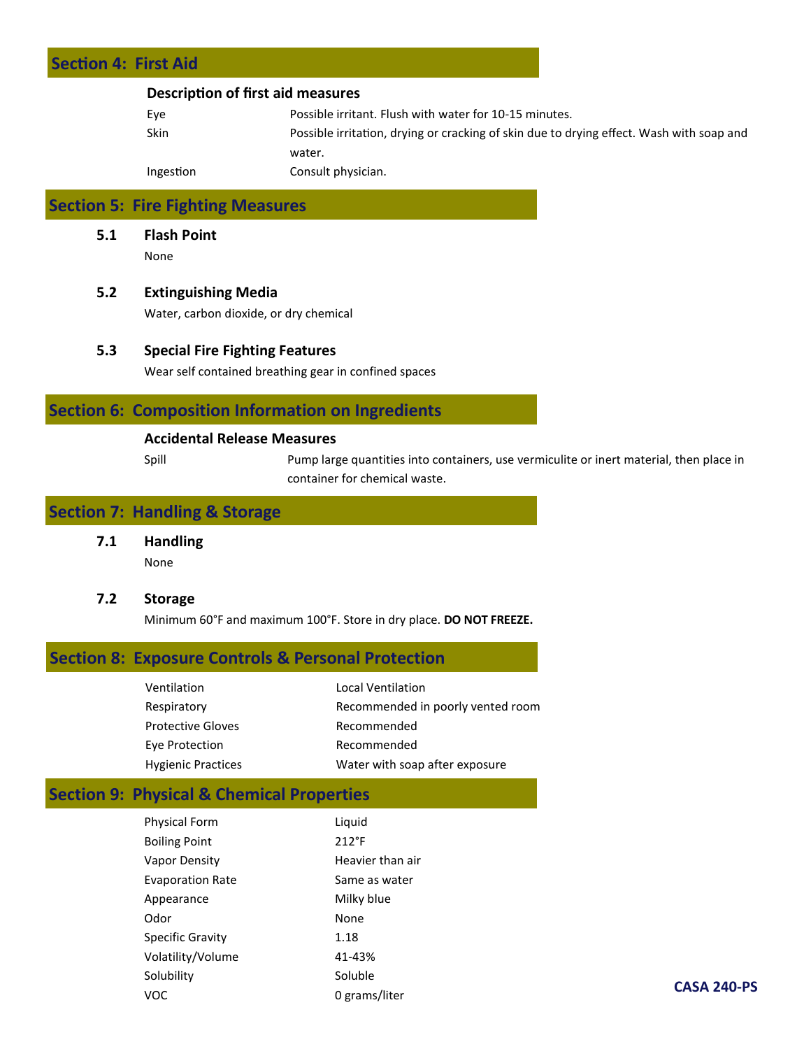## Section 4: First Aid

### Description of first aid measures

| | |
|---|---|
| Eye | Possible irritant. Flush with water for 10-15 minutes. |
| Skin | Possible irritation, drying or cracking of skin due to drying effect. Wash with soap and water. |
| Ingestion | Consult physician. |

## Section 5: Fire Fighting Measures

### 5.1 Flash Point

None

### 5.2 Extinguishing Media

Water, carbon dioxide, or dry chemical

### 5.3 Special Fire Fighting Features

Wear self contained breathing gear in confined spaces

## Section 6: Composition Information on Ingredients

### Accidental Release Measures

| | |
|---|---|
| Spill | Pump large quantities into containers, use vermiculite or inert material, then place in container for chemical waste. |

## Section 7: Handling & Storage

### 7.1 Handling

None

### 7.2 Storage

Minimum 60°F and maximum 100°F. Store in dry place. **DO NOT FREEZE.**

## Section 8: Exposure Controls & Personal Protection

| | |
|---|---|
| Ventilation | Local Ventilation |
| Respiratory | Recommended in poorly vented room |
| Protective Gloves | Recommended |
| Eye Protection | Recommended |
| Hygienic Practices | Water with soap after exposure |

## Section 9: Physical & Chemical Properties

| | |
|---|---|
| Physical Form | Liquid |
| Boiling Point | 212°F |
| Vapor Density | Heavier than air |
| Evaporation Rate | Same as water |
| Appearance | Milky blue |
| Odor | None |
| Specific Gravity | 1.18 |
| Volatility/Volume | 41-43% |
| Solubility | Soluble |
| VOC | 0 grams/liter |

**CASA 240-PS**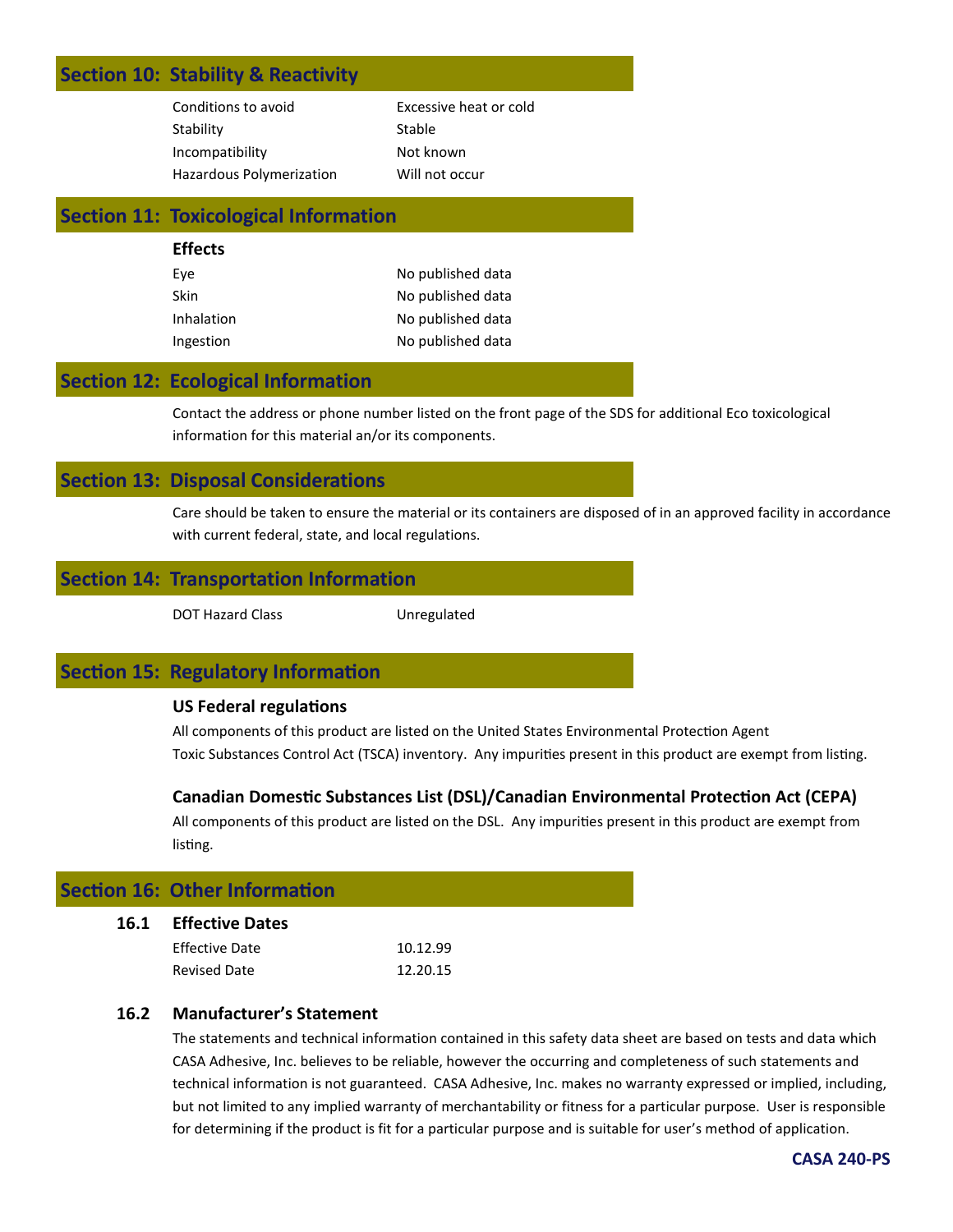## Section 10: Stability & Reactivity

| | |
|---|---|
| Conditions to avoid | Excessive heat or cold |
| Stability | Stable |
| Incompatibility | Not known |
| Hazardous Polymerization | Will not occur |

## Section 11: Toxicological Information

### Effects

| | |
|---|---|
| Eye | No published data |
| Skin | No published data |
| Inhalation | No published data |
| Ingestion | No published data |

## Section 12: Ecological Information

Contact the address or phone number listed on the front page of the SDS for additional Eco toxicological information for this material an/or its components.

## Section 13: Disposal Considerations

Care should be taken to ensure the material or its containers are disposed of in an approved facility in accordance with current federal, state, and local regulations.

## Section 14: Transportation Information

| | |
|---|---|
| DOT Hazard Class | Unregulated |

## Section 15: Regulatory Information

### US Federal regulations

All components of this product are listed on the United States Environmental Protection Agent Toxic Substances Control Act (TSCA) inventory. Any impurities present in this product are exempt from listing.

### Canadian Domestic Substances List (DSL)/Canadian Environmental Protection Act (CEPA)

All components of this product are listed on the DSL. Any impurities present in this product are exempt from listing.

## Section 16: Other Information

### 16.1 Effective Dates

| | |
|---|---|
| Effective Date | 10.12.99 |
| Revised Date | 12.20.15 |

### 16.2 Manufacturer's Statement

The statements and technical information contained in this safety data sheet are based on tests and data which CASA Adhesive, Inc. believes to be reliable, however the occurring and completeness of such statements and technical information is not guaranteed. CASA Adhesive, Inc. makes no warranty expressed or implied, including, but not limited to any implied warranty of merchantability or fitness for a particular purpose. User is responsible for determining if the product is fit for a particular purpose and is suitable for user's method of application.

**CASA 240-PS**